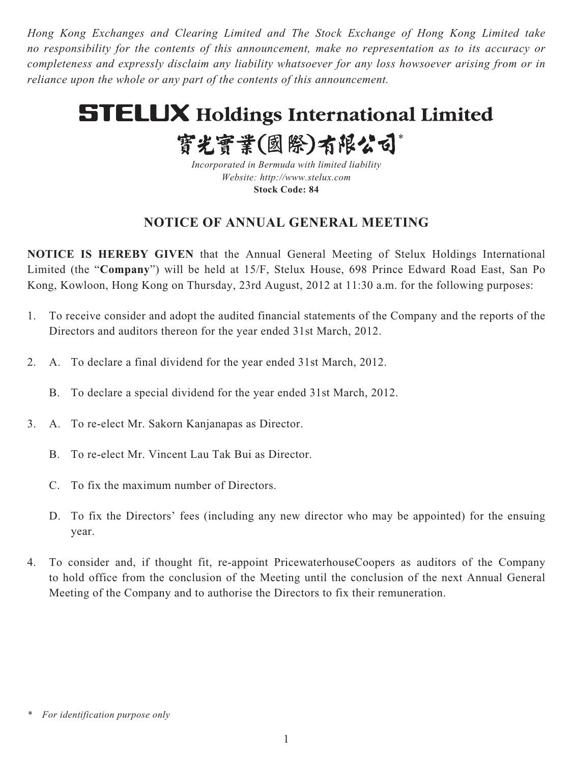*Hong Kong Exchanges and Clearing Limited and The Stock Exchange of Hong Kong Limited take no responsibility for the contents of this announcement, make no representation as to its accuracy or completeness and expressly disclaim any liability whatsoever for any loss howsoever arising from or in reliance upon the whole or any part of the contents of this announcement.*

# STELUX Holdings International Limited

# 寶光實業(國際)有限公司*

*Incorporated in Bermuda with limited liability*
*Website: http://www.stelux.com*
**Stock Code: 84**

## NOTICE OF ANNUAL GENERAL MEETING

**NOTICE IS HEREBY GIVEN** that the Annual General Meeting of Stelux Holdings International Limited (the "**Company**") will be held at 15/F, Stelux House, 698 Prince Edward Road East, San Po Kong, Kowloon, Hong Kong on Thursday, 23rd August, 2012 at 11:30 a.m. for the following purposes:

1. To receive consider and adopt the audited financial statements of the Company and the reports of the Directors and auditors thereon for the year ended 31st March, 2012.

2. A. To declare a final dividend for the year ended 31st March, 2012.

   B. To declare a special dividend for the year ended 31st March, 2012.

3. A. To re-elect Mr. Sakorn Kanjanapas as Director.

   B. To re-elect Mr. Vincent Lau Tak Bui as Director.

   C. To fix the maximum number of Directors.

   D. To fix the Directors' fees (including any new director who may be appointed) for the ensuing year.

4. To consider and, if thought fit, re-appoint PricewaterhouseCoopers as auditors of the Company to hold office from the conclusion of the Meeting until the conclusion of the next Annual General Meeting of the Company and to authorise the Directors to fix their remuneration.

\* *For identification purpose only*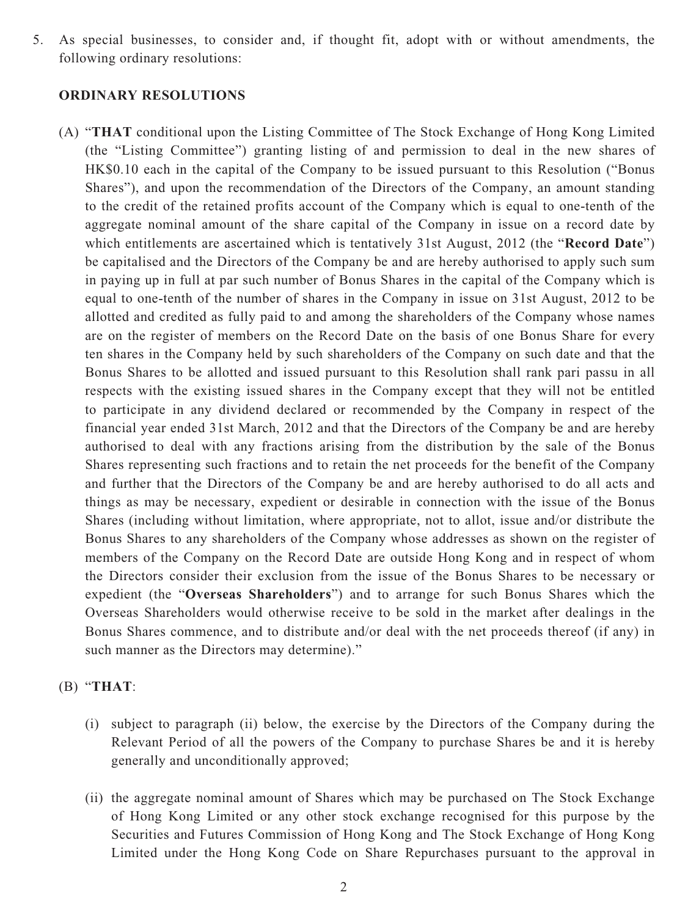5. As special businesses, to consider and, if thought fit, adopt with or without amendments, the following ordinary resolutions:

**ORDINARY RESOLUTIONS**

(A) "**THAT** conditional upon the Listing Committee of The Stock Exchange of Hong Kong Limited (the "Listing Committee") granting listing of and permission to deal in the new shares of HK$0.10 each in the capital of the Company to be issued pursuant to this Resolution ("Bonus Shares"), and upon the recommendation of the Directors of the Company, an amount standing to the credit of the retained profits account of the Company which is equal to one-tenth of the aggregate nominal amount of the share capital of the Company in issue on a record date by which entitlements are ascertained which is tentatively 31st August, 2012 (the "**Record Date**") be capitalised and the Directors of the Company be and are hereby authorised to apply such sum in paying up in full at par such number of Bonus Shares in the capital of the Company which is equal to one-tenth of the number of shares in the Company in issue on 31st August, 2012 to be allotted and credited as fully paid to and among the shareholders of the Company whose names are on the register of members on the Record Date on the basis of one Bonus Share for every ten shares in the Company held by such shareholders of the Company on such date and that the Bonus Shares to be allotted and issued pursuant to this Resolution shall rank pari passu in all respects with the existing issued shares in the Company except that they will not be entitled to participate in any dividend declared or recommended by the Company in respect of the financial year ended 31st March, 2012 and that the Directors of the Company be and are hereby authorised to deal with any fractions arising from the distribution by the sale of the Bonus Shares representing such fractions and to retain the net proceeds for the benefit of the Company and further that the Directors of the Company be and are hereby authorised to do all acts and things as may be necessary, expedient or desirable in connection with the issue of the Bonus Shares (including without limitation, where appropriate, not to allot, issue and/or distribute the Bonus Shares to any shareholders of the Company whose addresses as shown on the register of members of the Company on the Record Date are outside Hong Kong and in respect of whom the Directors consider their exclusion from the issue of the Bonus Shares to be necessary or expedient (the "**Overseas Shareholders**") and to arrange for such Bonus Shares which the Overseas Shareholders would otherwise receive to be sold in the market after dealings in the Bonus Shares commence, and to distribute and/or deal with the net proceeds thereof (if any) in such manner as the Directors may determine)."

(B) "**THAT**:

(i) subject to paragraph (ii) below, the exercise by the Directors of the Company during the Relevant Period of all the powers of the Company to purchase Shares be and it is hereby generally and unconditionally approved;

(ii) the aggregate nominal amount of Shares which may be purchased on The Stock Exchange of Hong Kong Limited or any other stock exchange recognised for this purpose by the Securities and Futures Commission of Hong Kong and The Stock Exchange of Hong Kong Limited under the Hong Kong Code on Share Repurchases pursuant to the approval in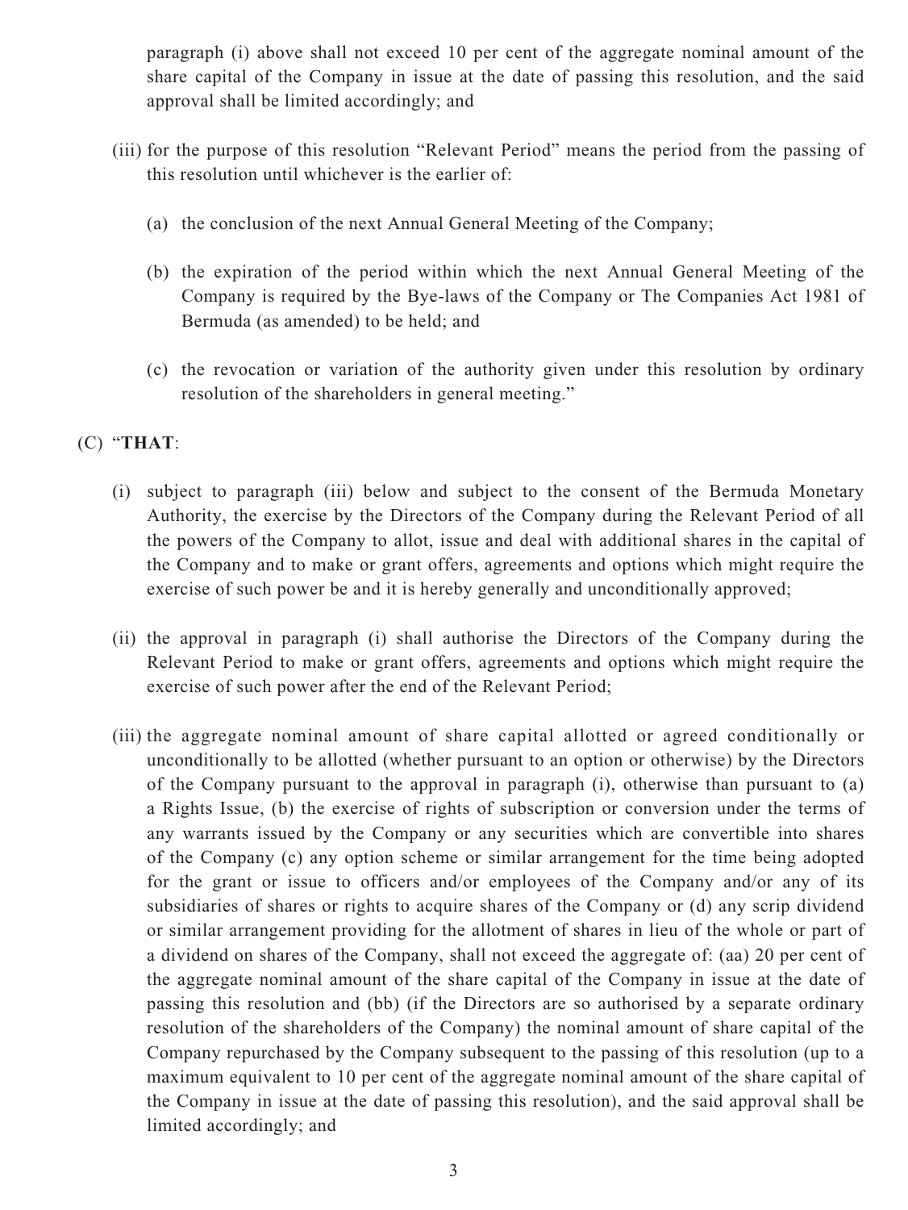paragraph (i) above shall not exceed 10 per cent of the aggregate nominal amount of the share capital of the Company in issue at the date of passing this resolution, and the said approval shall be limited accordingly; and

(iii) for the purpose of this resolution "Relevant Period" means the period from the passing of this resolution until whichever is the earlier of:

(a) the conclusion of the next Annual General Meeting of the Company;

(b) the expiration of the period within which the next Annual General Meeting of the Company is required by the Bye-laws of the Company or The Companies Act 1981 of Bermuda (as amended) to be held; and

(c) the revocation or variation of the authority given under this resolution by ordinary resolution of the shareholders in general meeting."

(C) "**THAT**:

(i) subject to paragraph (iii) below and subject to the consent of the Bermuda Monetary Authority, the exercise by the Directors of the Company during the Relevant Period of all the powers of the Company to allot, issue and deal with additional shares in the capital of the Company and to make or grant offers, agreements and options which might require the exercise of such power be and it is hereby generally and unconditionally approved;

(ii) the approval in paragraph (i) shall authorise the Directors of the Company during the Relevant Period to make or grant offers, agreements and options which might require the exercise of such power after the end of the Relevant Period;

(iii) the aggregate nominal amount of share capital allotted or agreed conditionally or unconditionally to be allotted (whether pursuant to an option or otherwise) by the Directors of the Company pursuant to the approval in paragraph (i), otherwise than pursuant to (a) a Rights Issue, (b) the exercise of rights of subscription or conversion under the terms of any warrants issued by the Company or any securities which are convertible into shares of the Company (c) any option scheme or similar arrangement for the time being adopted for the grant or issue to officers and/or employees of the Company and/or any of its subsidiaries of shares or rights to acquire shares of the Company or (d) any scrip dividend or similar arrangement providing for the allotment of shares in lieu of the whole or part of a dividend on shares of the Company, shall not exceed the aggregate of: (aa) 20 per cent of the aggregate nominal amount of the share capital of the Company in issue at the date of passing this resolution and (bb) (if the Directors are so authorised by a separate ordinary resolution of the shareholders of the Company) the nominal amount of share capital of the Company repurchased by the Company subsequent to the passing of this resolution (up to a maximum equivalent to 10 per cent of the aggregate nominal amount of the share capital of the Company in issue at the date of passing this resolution), and the said approval shall be limited accordingly; and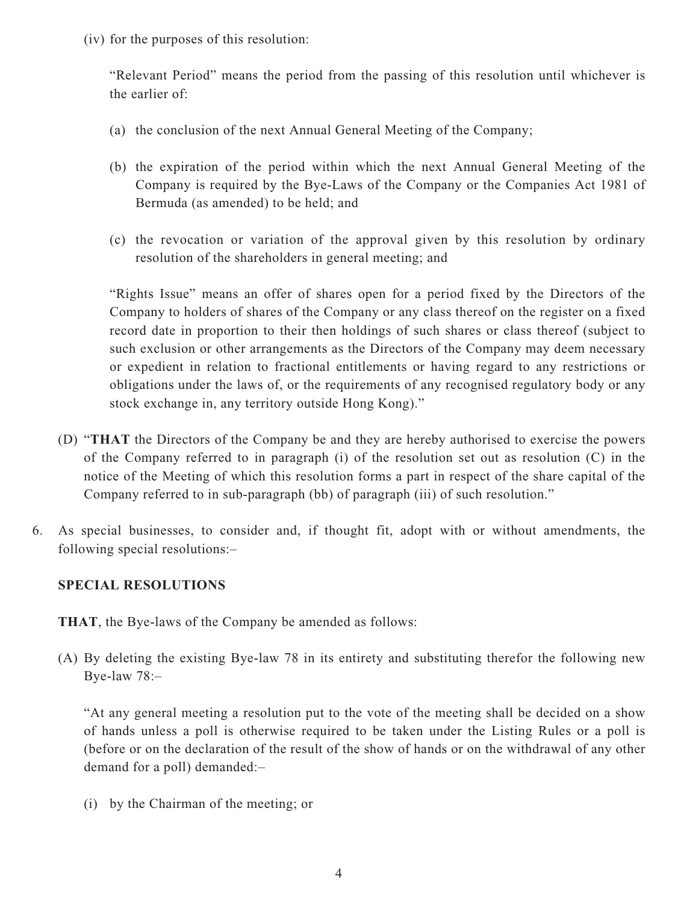(iv) for the purposes of this resolution:

"Relevant Period" means the period from the passing of this resolution until whichever is the earlier of:

(a) the conclusion of the next Annual General Meeting of the Company;

(b) the expiration of the period within which the next Annual General Meeting of the Company is required by the Bye-Laws of the Company or the Companies Act 1981 of Bermuda (as amended) to be held; and

(c) the revocation or variation of the approval given by this resolution by ordinary resolution of the shareholders in general meeting; and

"Rights Issue" means an offer of shares open for a period fixed by the Directors of the Company to holders of shares of the Company or any class thereof on the register on a fixed record date in proportion to their then holdings of such shares or class thereof (subject to such exclusion or other arrangements as the Directors of the Company may deem necessary or expedient in relation to fractional entitlements or having regard to any restrictions or obligations under the laws of, or the requirements of any recognised regulatory body or any stock exchange in, any territory outside Hong Kong)."

(D) "**THAT** the Directors of the Company be and they are hereby authorised to exercise the powers of the Company referred to in paragraph (i) of the resolution set out as resolution (C) in the notice of the Meeting of which this resolution forms a part in respect of the share capital of the Company referred to in sub-paragraph (bb) of paragraph (iii) of such resolution."

6. As special businesses, to consider and, if thought fit, adopt with or without amendments, the following special resolutions:–

**SPECIAL RESOLUTIONS**

**THAT**, the Bye-laws of the Company be amended as follows:

(A) By deleting the existing Bye-law 78 in its entirety and substituting therefor the following new Bye-law 78:–

"At any general meeting a resolution put to the vote of the meeting shall be decided on a show of hands unless a poll is otherwise required to be taken under the Listing Rules or a poll is (before or on the declaration of the result of the show of hands or on the withdrawal of any other demand for a poll) demanded:–

(i) by the Chairman of the meeting; or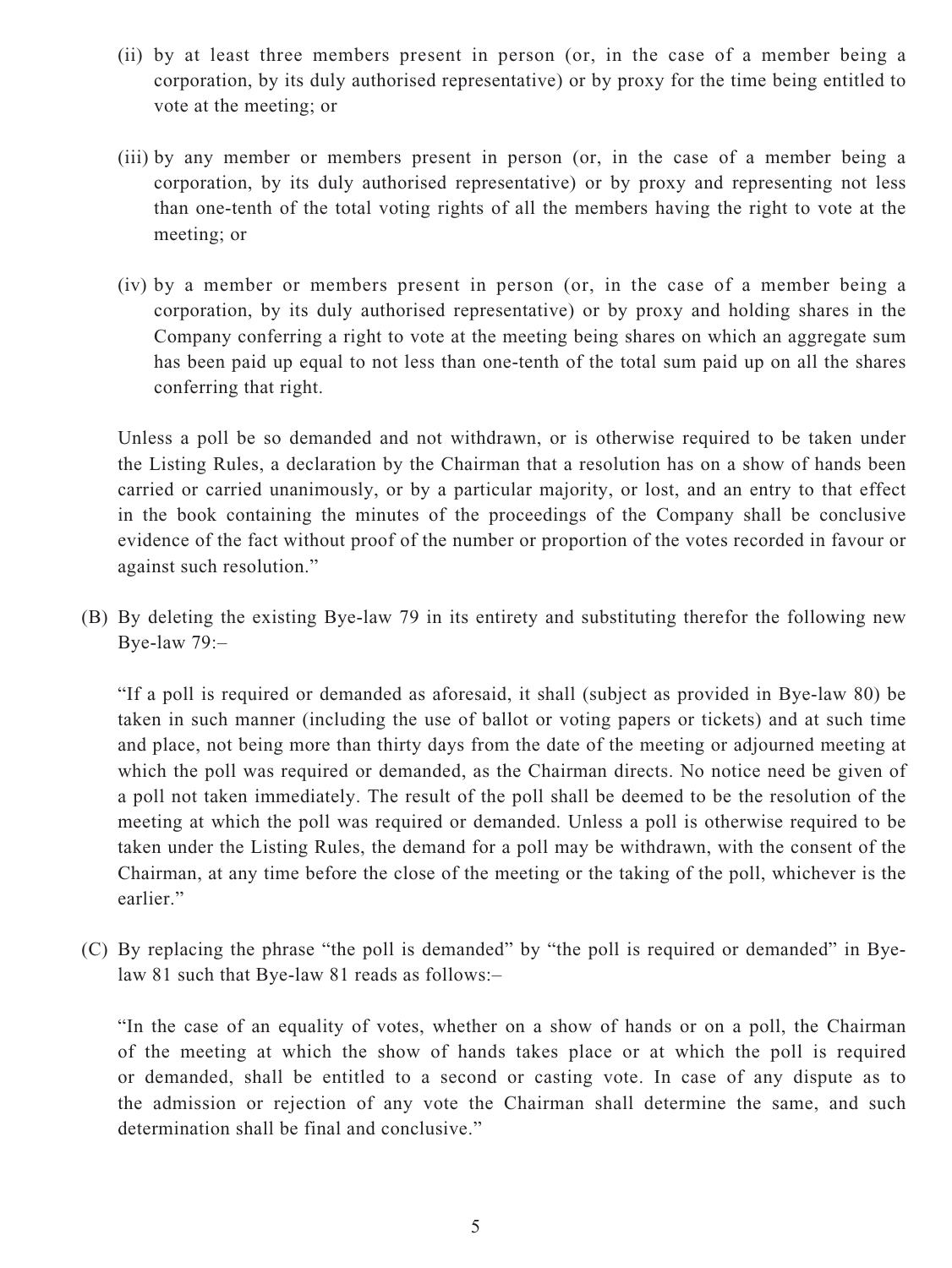(ii) by at least three members present in person (or, in the case of a member being a corporation, by its duly authorised representative) or by proxy for the time being entitled to vote at the meeting; or

(iii) by any member or members present in person (or, in the case of a member being a corporation, by its duly authorised representative) or by proxy and representing not less than one-tenth of the total voting rights of all the members having the right to vote at the meeting; or

(iv) by a member or members present in person (or, in the case of a member being a corporation, by its duly authorised representative) or by proxy and holding shares in the Company conferring a right to vote at the meeting being shares on which an aggregate sum has been paid up equal to not less than one-tenth of the total sum paid up on all the shares conferring that right.

Unless a poll be so demanded and not withdrawn, or is otherwise required to be taken under the Listing Rules, a declaration by the Chairman that a resolution has on a show of hands been carried or carried unanimously, or by a particular majority, or lost, and an entry to that effect in the book containing the minutes of the proceedings of the Company shall be conclusive evidence of the fact without proof of the number or proportion of the votes recorded in favour or against such resolution."

(B) By deleting the existing Bye-law 79 in its entirety and substituting therefor the following new Bye-law 79:–

"If a poll is required or demanded as aforesaid, it shall (subject as provided in Bye-law 80) be taken in such manner (including the use of ballot or voting papers or tickets) and at such time and place, not being more than thirty days from the date of the meeting or adjourned meeting at which the poll was required or demanded, as the Chairman directs. No notice need be given of a poll not taken immediately. The result of the poll shall be deemed to be the resolution of the meeting at which the poll was required or demanded. Unless a poll is otherwise required to be taken under the Listing Rules, the demand for a poll may be withdrawn, with the consent of the Chairman, at any time before the close of the meeting or the taking of the poll, whichever is the earlier."

(C) By replacing the phrase "the poll is demanded" by "the poll is required or demanded" in Bye-law 81 such that Bye-law 81 reads as follows:–

"In the case of an equality of votes, whether on a show of hands or on a poll, the Chairman of the meeting at which the show of hands takes place or at which the poll is required or demanded, shall be entitled to a second or casting vote. In case of any dispute as to the admission or rejection of any vote the Chairman shall determine the same, and such determination shall be final and conclusive."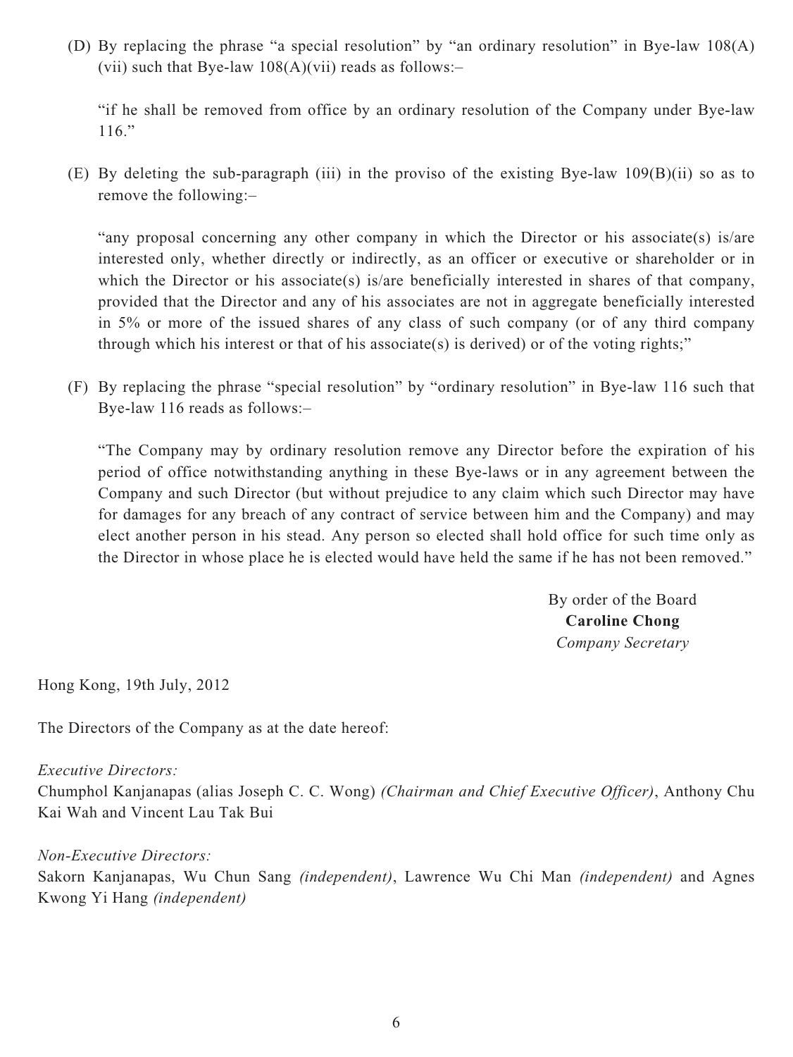(D) By replacing the phrase "a special resolution" by "an ordinary resolution" in Bye-law 108(A)(vii) such that Bye-law 108(A)(vii) reads as follows:–

"if he shall be removed from office by an ordinary resolution of the Company under Bye-law 116."

(E) By deleting the sub-paragraph (iii) in the proviso of the existing Bye-law 109(B)(ii) so as to remove the following:–

"any proposal concerning any other company in which the Director or his associate(s) is/are interested only, whether directly or indirectly, as an officer or executive or shareholder or in which the Director or his associate(s) is/are beneficially interested in shares of that company, provided that the Director and any of his associates are not in aggregate beneficially interested in 5% or more of the issued shares of any class of such company (or of any third company through which his interest or that of his associate(s) is derived) or of the voting rights;"

(F) By replacing the phrase "special resolution" by "ordinary resolution" in Bye-law 116 such that Bye-law 116 reads as follows:–

"The Company may by ordinary resolution remove any Director before the expiration of his period of office notwithstanding anything in these Bye-laws or in any agreement between the Company and such Director (but without prejudice to any claim which such Director may have for damages for any breach of any contract of service between him and the Company) and may elect another person in his stead. Any person so elected shall hold office for such time only as the Director in whose place he is elected would have held the same if he has not been removed."

By order of the Board
**Caroline Chong**
*Company Secretary*

Hong Kong, 19th July, 2012

The Directors of the Company as at the date hereof:

*Executive Directors:*
Chumphol Kanjanapas (alias Joseph C. C. Wong) *(Chairman and Chief Executive Officer)*, Anthony Chu Kai Wah and Vincent Lau Tak Bui

*Non-Executive Directors:*
Sakorn Kanjanapas, Wu Chun Sang *(independent)*, Lawrence Wu Chi Man *(independent)* and Agnes Kwong Yi Hang *(independent)*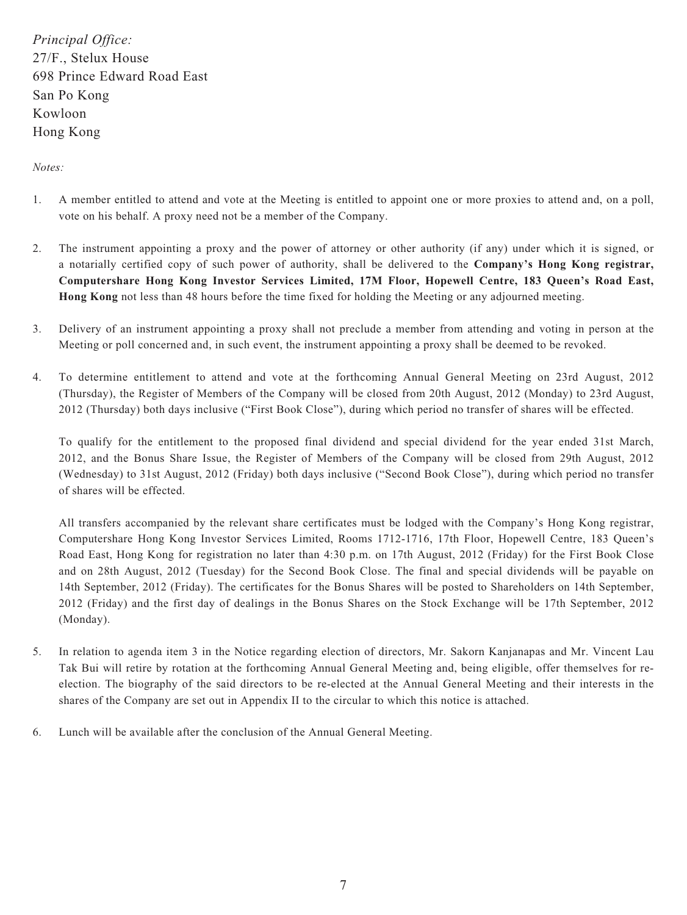*Principal Office:*
27/F., Stelux House
698 Prince Edward Road East
San Po Kong
Kowloon
Hong Kong

*Notes:*

1. A member entitled to attend and vote at the Meeting is entitled to appoint one or more proxies to attend and, on a poll, vote on his behalf. A proxy need not be a member of the Company.

2. The instrument appointing a proxy and the power of attorney or other authority (if any) under which it is signed, or a notarially certified copy of such power of authority, shall be delivered to the **Company's Hong Kong registrar, Computershare Hong Kong Investor Services Limited, 17M Floor, Hopewell Centre, 183 Queen's Road East, Hong Kong** not less than 48 hours before the time fixed for holding the Meeting or any adjourned meeting.

3. Delivery of an instrument appointing a proxy shall not preclude a member from attending and voting in person at the Meeting or poll concerned and, in such event, the instrument appointing a proxy shall be deemed to be revoked.

4. To determine entitlement to attend and vote at the forthcoming Annual General Meeting on 23rd August, 2012 (Thursday), the Register of Members of the Company will be closed from 20th August, 2012 (Monday) to 23rd August, 2012 (Thursday) both days inclusive ("First Book Close"), during which period no transfer of shares will be effected.

   To qualify for the entitlement to the proposed final dividend and special dividend for the year ended 31st March, 2012, and the Bonus Share Issue, the Register of Members of the Company will be closed from 29th August, 2012 (Wednesday) to 31st August, 2012 (Friday) both days inclusive ("Second Book Close"), during which period no transfer of shares will be effected.

   All transfers accompanied by the relevant share certificates must be lodged with the Company's Hong Kong registrar, Computershare Hong Kong Investor Services Limited, Rooms 1712-1716, 17th Floor, Hopewell Centre, 183 Queen's Road East, Hong Kong for registration no later than 4:30 p.m. on 17th August, 2012 (Friday) for the First Book Close and on 28th August, 2012 (Tuesday) for the Second Book Close. The final and special dividends will be payable on 14th September, 2012 (Friday). The certificates for the Bonus Shares will be posted to Shareholders on 14th September, 2012 (Friday) and the first day of dealings in the Bonus Shares on the Stock Exchange will be 17th September, 2012 (Monday).

5. In relation to agenda item 3 in the Notice regarding election of directors, Mr. Sakorn Kanjanapas and Mr. Vincent Lau Tak Bui will retire by rotation at the forthcoming Annual General Meeting and, being eligible, offer themselves for re-election. The biography of the said directors to be re-elected at the Annual General Meeting and their interests in the shares of the Company are set out in Appendix II to the circular to which this notice is attached.

6. Lunch will be available after the conclusion of the Annual General Meeting.